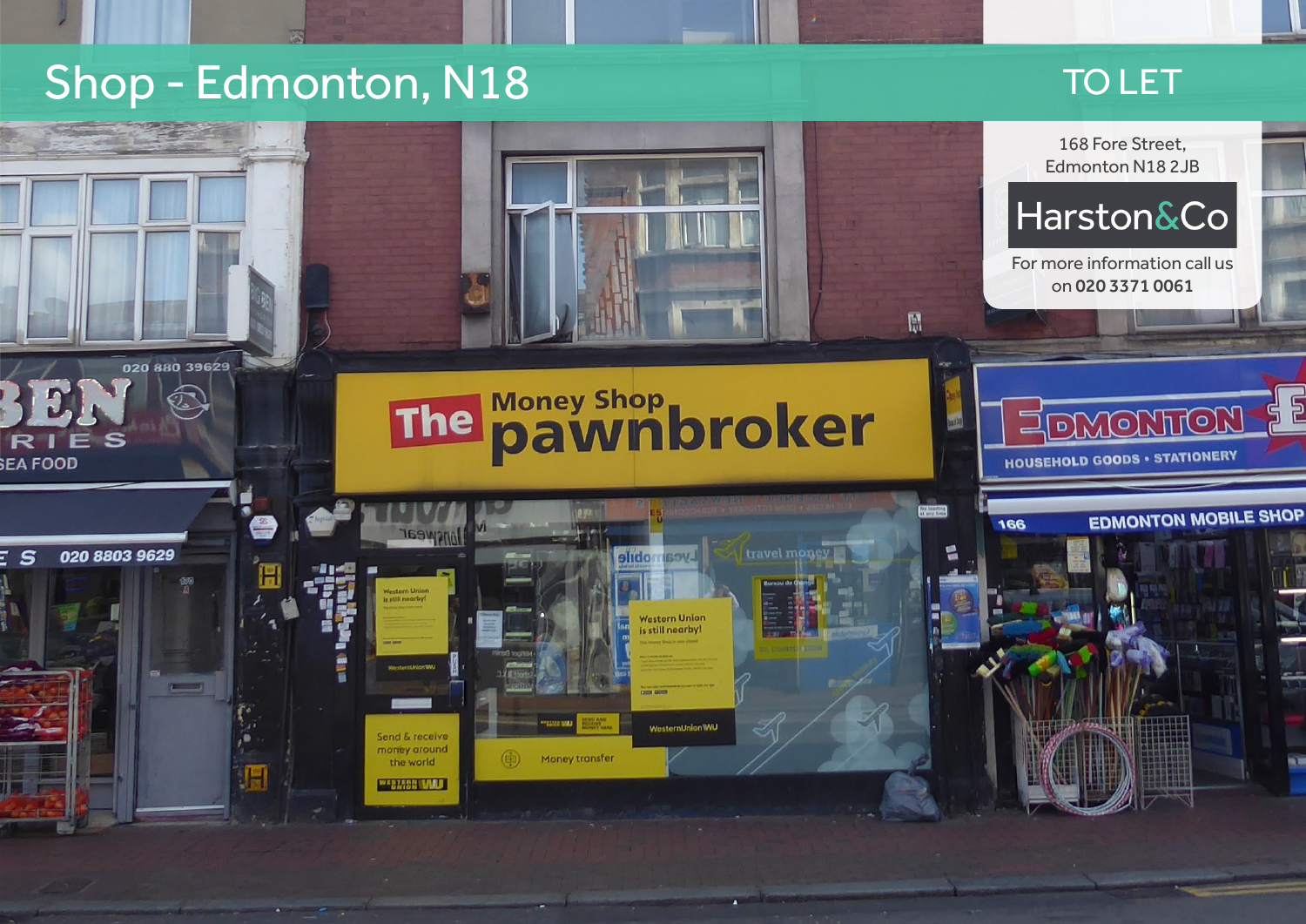# Shop - Edmonton, N18

TO LET

168 Fore Street,
Edmonton N18 2JB

Harston&Co

For more information call us on **020 3371 0061**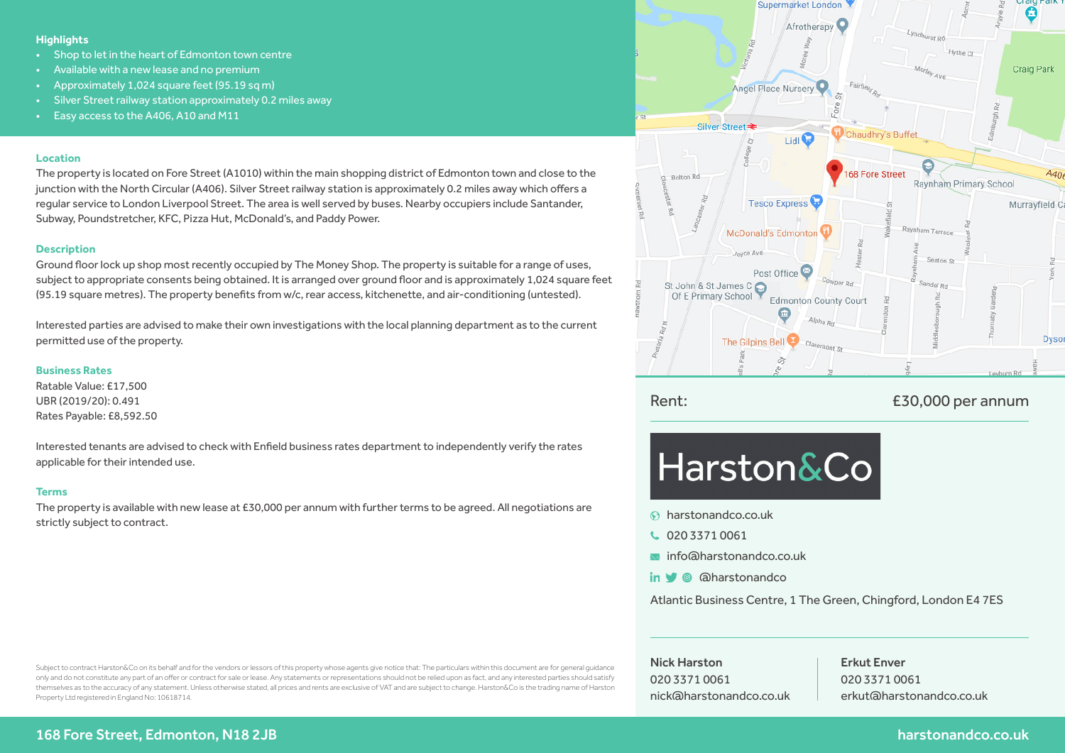## Highlights

- Shop to let in the heart of Edmonton town centre
- Available with a new lease and no premium
- Approximately 1,024 square feet (95.19 sq m)
- Silver Street railway station approximately 0.2 miles away
- Easy access to the A406, A10 and M11

## Location

The property is located on Fore Street (A1010) within the main shopping district of Edmonton town and close to the junction with the North Circular (A406). Silver Street railway station is approximately 0.2 miles away which offers a regular service to London Liverpool Street. The area is well served by buses. Nearby occupiers include Santander, Subway, Poundstretcher, KFC, Pizza Hut, McDonald's, and Paddy Power.

## Description

Ground floor lock up shop most recently occupied by The Money Shop. The property is suitable for a range of uses, subject to appropriate consents being obtained. It is arranged over ground floor and is approximately 1,024 square feet (95.19 square metres). The property benefits from w/c, rear access, kitchenette, and air-conditioning (untested).

Interested parties are advised to make their own investigations with the local planning department as to the current permitted use of the property.

## Business Rates

Ratable Value: £17,500
UBR (2019/20): 0.491
Rates Payable: £8,592.50

Interested tenants are advised to check with Enfield business rates department to independently verify the rates applicable for their intended use.

## Terms

The property is available with new lease at £30,000 per annum with further terms to be agreed. All negotiations are strictly subject to contract.

Subject to contract Harston&Co on its behalf and for the vendors or lessors of this property whose agents give notice that: The particulars within this document are for general guidance only and do not constitute any part of an offer or contract for sale or lease. Any statements or representations should not be relied upon as fact, and any interested parties should satisfy themselves as to the accuracy of any statement. Unless otherwise stated, all prices and rents are exclusive of VAT and are subject to change. Harston&Co is the trading name of Harston Property Ltd registered in England No: 10618714.

Silver Street
168 Fore Street
Lidl
Chaudhry's Buffet
Tesco Express
McDonald's Edmonton
Post Office
Edmonton County Court
St John & St James C Of E Primary School
The Gilpins Bell
Raynham Primary School
Angel Place Nursery
Afrotherapy
Supermarket London
Craig Park
Murrayfield Ca
A406

**Rent:** £30,000 per annum

Harston&Co

harstonandco.co.uk
020 3371 0061
info@harstonandco.co.uk
@harstonandco

Atlantic Business Centre, 1 The Green, Chingford, London E4 7ES

**Nick Harston**
020 3371 0061
nick@harstonandco.co.uk

**Erkut Enver**
020 3371 0061
erkut@harstonandco.co.uk

168 Fore Street, Edmonton, N18 2JB